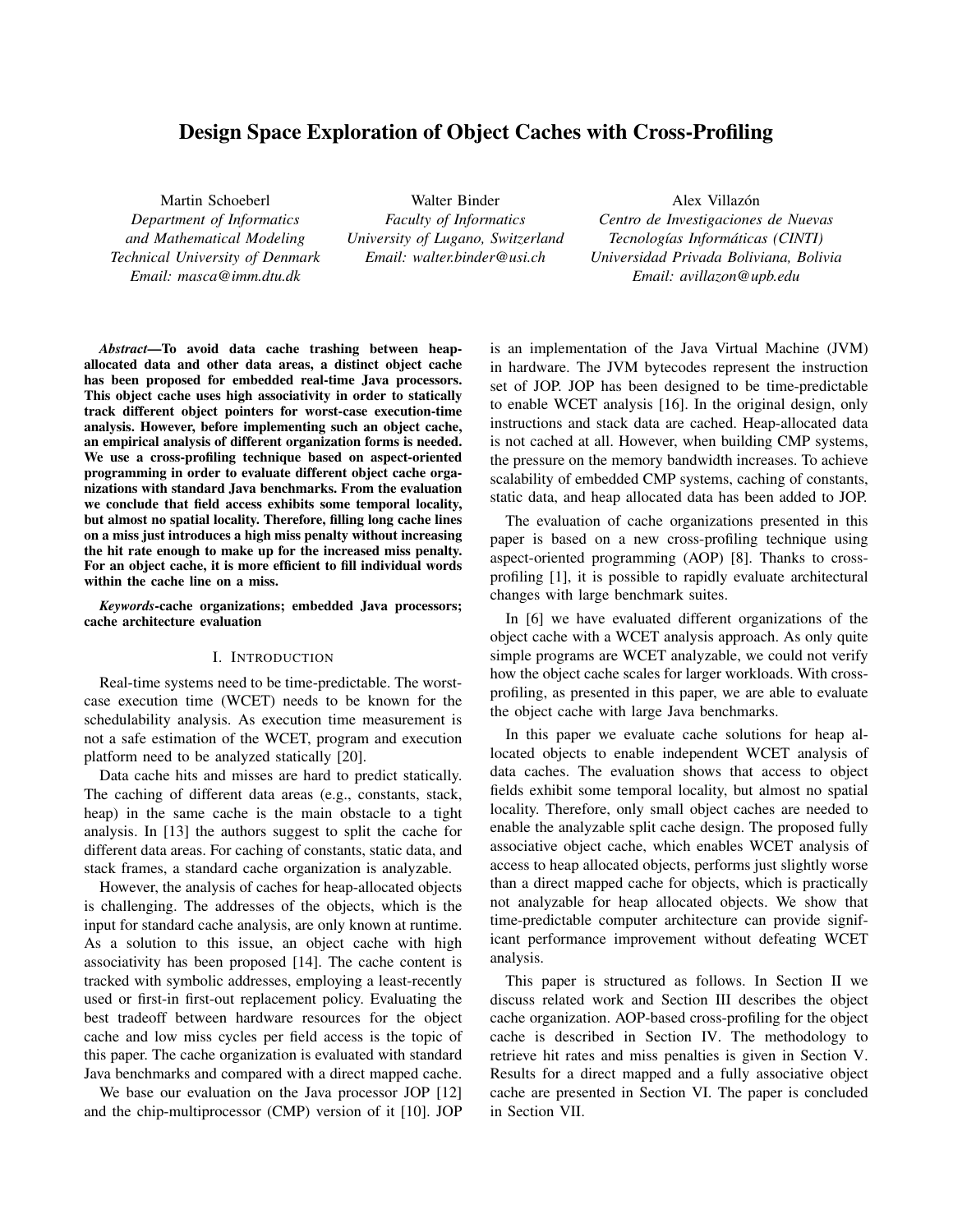# Design Space Exploration of Object Caches with Cross-Profiling

Martin Schoeberl
*Department of Informatics and Mathematical Modeling*
*Technical University of Denmark*
*Email: masca@imm.dtu.dk*

Walter Binder
*Faculty of Informatics*
*University of Lugano, Switzerland*
*Email: walter.binder@usi.ch*

Alex Villazón
*Centro de Investigaciones de Nuevas Tecnologías Informáticas (CINTI)*
*Universidad Privada Boliviana, Bolivia*
*Email: avillazon@upb.edu*

***Abstract*—To avoid data cache trashing between heap-allocated data and other data areas, a distinct object cache has been proposed for embedded real-time Java processors. This object cache uses high associativity in order to statically track different object pointers for worst-case execution-time analysis. However, before implementing such an object cache, an empirical analysis of different organization forms is needed. We use a cross-profiling technique based on aspect-oriented programming in order to evaluate different object cache organizations with standard Java benchmarks. From the evaluation we conclude that field access exhibits some temporal locality, but almost no spatial locality. Therefore, filling long cache lines on a miss just introduces a high miss penalty without increasing the hit rate enough to make up for the increased miss penalty. For an object cache, it is more efficient to fill individual words within the cache line on a miss.**

***Keywords*-cache organizations; embedded Java processors; cache architecture evaluation**

## I. Introduction

Real-time systems need to be time-predictable. The worst-case execution time (WCET) needs to be known for the schedulability analysis. As execution time measurement is not a safe estimation of the WCET, program and execution platform need to be analyzed statically [20].

Data cache hits and misses are hard to predict statically. The caching of different data areas (e.g., constants, stack, heap) in the same cache is the main obstacle to a tight analysis. In [13] the authors suggest to split the cache for different data areas. For caching of constants, static data, and stack frames, a standard cache organization is analyzable.

However, the analysis of caches for heap-allocated objects is challenging. The addresses of the objects, which is the input for standard cache analysis, are only known at runtime. As a solution to this issue, an object cache with high associativity has been proposed [14]. The cache content is tracked with symbolic addresses, employing a least-recently used or first-in first-out replacement policy. Evaluating the best tradeoff between hardware resources for the object cache and low miss cycles per field access is the topic of this paper. The cache organization is evaluated with standard Java benchmarks and compared with a direct mapped cache.

We base our evaluation on the Java processor JOP [12] and the chip-multiprocessor (CMP) version of it [10]. JOP is an implementation of the Java Virtual Machine (JVM) in hardware. The JVM bytecodes represent the instruction set of JOP. JOP has been designed to be time-predictable to enable WCET analysis [16]. In the original design, only instructions and stack data are cached. Heap-allocated data is not cached at all. However, when building CMP systems, the pressure on the memory bandwidth increases. To achieve scalability of embedded CMP systems, caching of constants, static data, and heap allocated data has been added to JOP.

The evaluation of cache organizations presented in this paper is based on a new cross-profiling technique using aspect-oriented programming (AOP) [8]. Thanks to cross-profiling [1], it is possible to rapidly evaluate architectural changes with large benchmark suites.

In [6] we have evaluated different organizations of the object cache with a WCET analysis approach. As only quite simple programs are WCET analyzable, we could not verify how the object cache scales for larger workloads. With cross-profiling, as presented in this paper, we are able to evaluate the object cache with large Java benchmarks.

In this paper we evaluate cache solutions for heap allocated objects to enable independent WCET analysis of data caches. The evaluation shows that access to object fields exhibit some temporal locality, but almost no spatial locality. Therefore, only small object caches are needed to enable the analyzable split cache design. The proposed fully associative object cache, which enables WCET analysis of access to heap allocated objects, performs just slightly worse than a direct mapped cache for objects, which is practically not analyzable for heap allocated objects. We show that time-predictable computer architecture can provide significant performance improvement without defeating WCET analysis.

This paper is structured as follows. In Section II we discuss related work and Section III describes the object cache organization. AOP-based cross-profiling for the object cache is described in Section IV. The methodology to retrieve hit rates and miss penalties is given in Section V. Results for a direct mapped and a fully associative object cache are presented in Section VI. The paper is concluded in Section VII.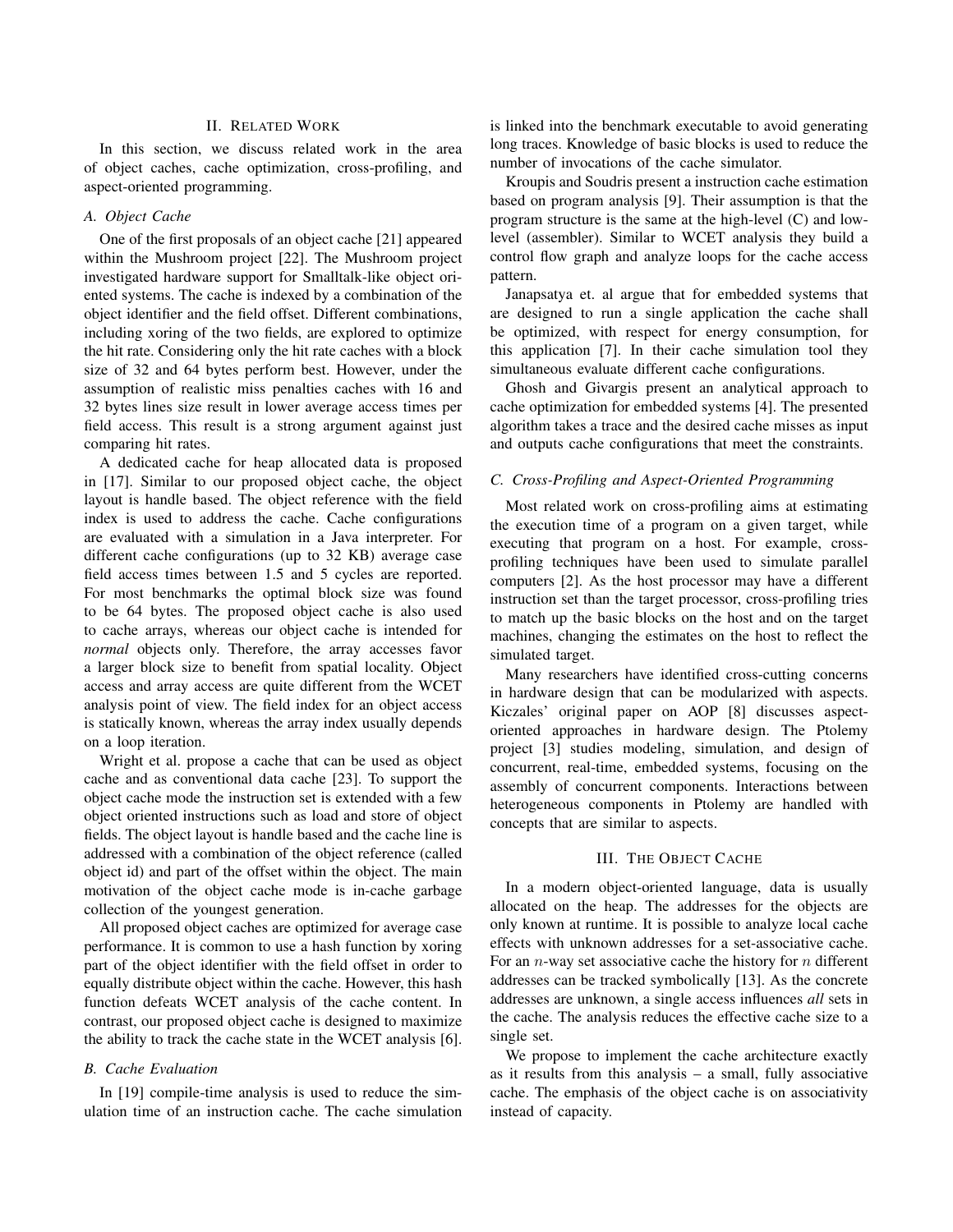## II. Related Work

In this section, we discuss related work in the area of object caches, cache optimization, cross-profiling, and aspect-oriented programming.

### A. Object Cache

One of the first proposals of an object cache [21] appeared within the Mushroom project [22]. The Mushroom project investigated hardware support for Smalltalk-like object oriented systems. The cache is indexed by a combination of the object identifier and the field offset. Different combinations, including xoring of the two fields, are explored to optimize the hit rate. Considering only the hit rate caches with a block size of 32 and 64 bytes perform best. However, under the assumption of realistic miss penalties caches with 16 and 32 bytes lines size result in lower average access times per field access. This result is a strong argument against just comparing hit rates.

A dedicated cache for heap allocated data is proposed in [17]. Similar to our proposed object cache, the object layout is handle based. The object reference with the field index is used to address the cache. Cache configurations are evaluated with a simulation in a Java interpreter. For different cache configurations (up to 32 KB) average case field access times between 1.5 and 5 cycles are reported. For most benchmarks the optimal block size was found to be 64 bytes. The proposed object cache is also used to cache arrays, whereas our object cache is intended for *normal* objects only. Therefore, the array accesses favor a larger block size to benefit from spatial locality. Object access and array access are quite different from the WCET analysis point of view. The field index for an object access is statically known, whereas the array index usually depends on a loop iteration.

Wright et al. propose a cache that can be used as object cache and as conventional data cache [23]. To support the object cache mode the instruction set is extended with a few object oriented instructions such as load and store of object fields. The object layout is handle based and the cache line is addressed with a combination of the object reference (called object id) and part of the offset within the object. The main motivation of the object cache mode is in-cache garbage collection of the youngest generation.

All proposed object caches are optimized for average case performance. It is common to use a hash function by xoring part of the object identifier with the field offset in order to equally distribute object within the cache. However, this hash function defeats WCET analysis of the cache content. In contrast, our proposed object cache is designed to maximize the ability to track the cache state in the WCET analysis [6].

### B. Cache Evaluation

In [19] compile-time analysis is used to reduce the simulation time of an instruction cache. The cache simulation is linked into the benchmark executable to avoid generating long traces. Knowledge of basic blocks is used to reduce the number of invocations of the cache simulator.

Kroupis and Soudris present a instruction cache estimation based on program analysis [9]. Their assumption is that the program structure is the same at the high-level (C) and low-level (assembler). Similar to WCET analysis they build a control flow graph and analyze loops for the cache access pattern.

Janapsatya et. al argue that for embedded systems that are designed to run a single application the cache shall be optimized, with respect for energy consumption, for this application [7]. In their cache simulation tool they simultaneous evaluate different cache configurations.

Ghosh and Givargis present an analytical approach to cache optimization for embedded systems [4]. The presented algorithm takes a trace and the desired cache misses as input and outputs cache configurations that meet the constraints.

### C. Cross-Profiling and Aspect-Oriented Programming

Most related work on cross-profiling aims at estimating the execution time of a program on a given target, while executing that program on a host. For example, cross-profiling techniques have been used to simulate parallel computers [2]. As the host processor may have a different instruction set than the target processor, cross-profiling tries to match up the basic blocks on the host and on the target machines, changing the estimates on the host to reflect the simulated target.

Many researchers have identified cross-cutting concerns in hardware design that can be modularized with aspects. Kiczales' original paper on AOP [8] discusses aspect-oriented approaches in hardware design. The Ptolemy project [3] studies modeling, simulation, and design of concurrent, real-time, embedded systems, focusing on the assembly of concurrent components. Interactions between heterogeneous components in Ptolemy are handled with concepts that are similar to aspects.

## III. The Object Cache

In a modern object-oriented language, data is usually allocated on the heap. The addresses for the objects are only known at runtime. It is possible to analyze local cache effects with unknown addresses for a set-associative cache. For an $n$-way set associative cache the history for $n$ different addresses can be tracked symbolically [13]. As the concrete addresses are unknown, a single access influences *all* sets in the cache. The analysis reduces the effective cache size to a single set.

We propose to implement the cache architecture exactly as it results from this analysis – a small, fully associative cache. The emphasis of the object cache is on associativity instead of capacity.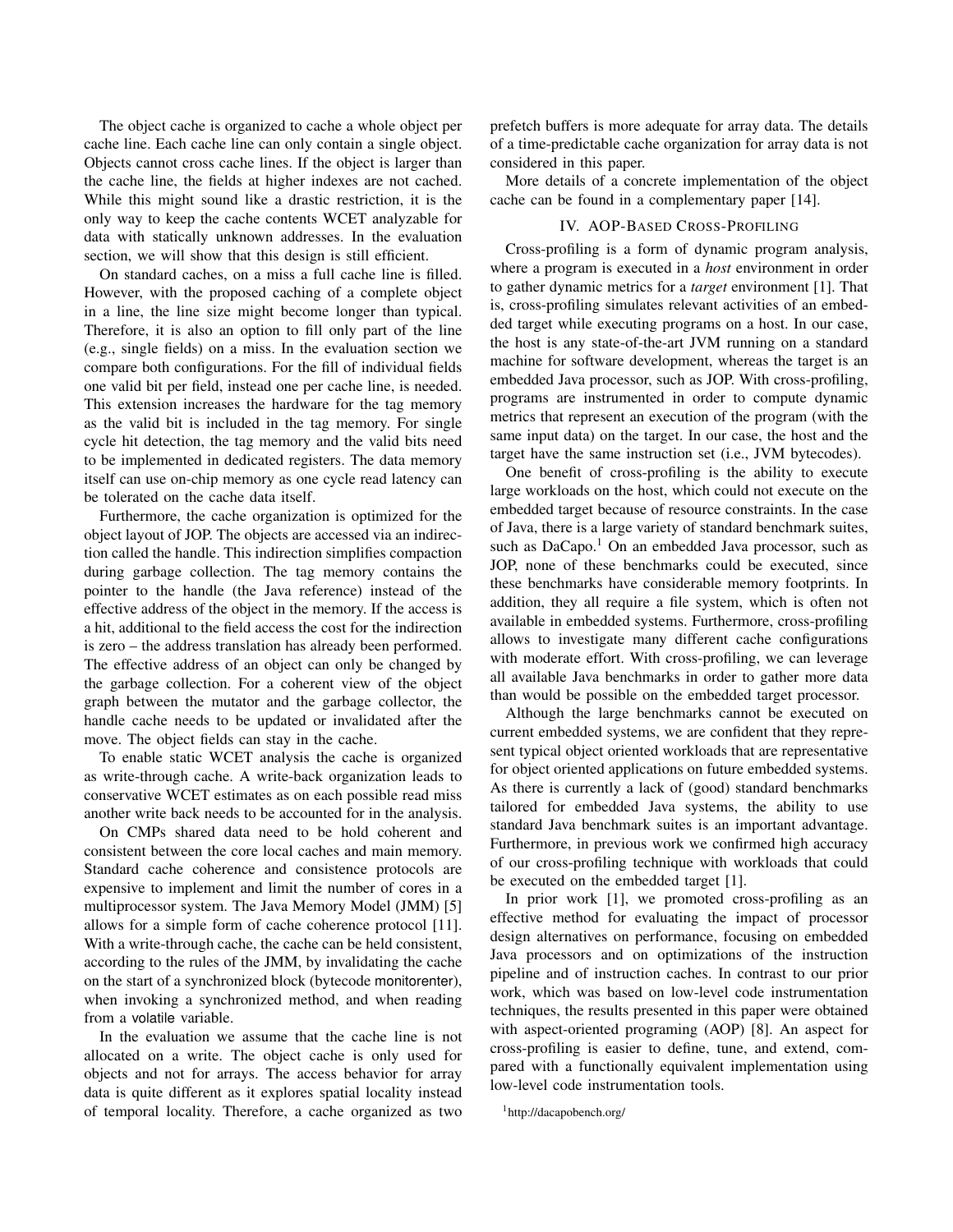The object cache is organized to cache a whole object per cache line. Each cache line can only contain a single object. Objects cannot cross cache lines. If the object is larger than the cache line, the fields at higher indexes are not cached. While this might sound like a drastic restriction, it is the only way to keep the cache contents WCET analyzable for data with statically unknown addresses. In the evaluation section, we will show that this design is still efficient.

On standard caches, on a miss a full cache line is filled. However, with the proposed caching of a complete object in a line, the line size might become longer than typical. Therefore, it is also an option to fill only part of the line (e.g., single fields) on a miss. In the evaluation section we compare both configurations. For the fill of individual fields one valid bit per field, instead one per cache line, is needed. This extension increases the hardware for the tag memory as the valid bit is included in the tag memory. For single cycle hit detection, the tag memory and the valid bits need to be implemented in dedicated registers. The data memory itself can use on-chip memory as one cycle read latency can be tolerated on the cache data itself.

Furthermore, the cache organization is optimized for the object layout of JOP. The objects are accessed via an indirection called the handle. This indirection simplifies compaction during garbage collection. The tag memory contains the pointer to the handle (the Java reference) instead of the effective address of the object in the memory. If the access is a hit, additional to the field access the cost for the indirection is zero – the address translation has already been performed. The effective address of an object can only be changed by the garbage collection. For a coherent view of the object graph between the mutator and the garbage collector, the handle cache needs to be updated or invalidated after the move. The object fields can stay in the cache.

To enable static WCET analysis the cache is organized as write-through cache. A write-back organization leads to conservative WCET estimates as on each possible read miss another write back needs to be accounted for in the analysis.

On CMPs shared data need to be hold coherent and consistent between the core local caches and main memory. Standard cache coherence and consistence protocols are expensive to implement and limit the number of cores in a multiprocessor system. The Java Memory Model (JMM) [5] allows for a simple form of cache coherence protocol [11]. With a write-through cache, the cache can be held consistent, according to the rules of the JMM, by invalidating the cache on the start of a synchronized block (bytecode monitorenter), when invoking a synchronized method, and when reading from a volatile variable.

In the evaluation we assume that the cache line is not allocated on a write. The object cache is only used for objects and not for arrays. The access behavior for array data is quite different as it explores spatial locality instead of temporal locality. Therefore, a cache organized as two prefetch buffers is more adequate for array data. The details of a time-predictable cache organization for array data is not considered in this paper.

More details of a concrete implementation of the object cache can be found in a complementary paper [14].

## IV. AOP-Based Cross-Profiling

Cross-profiling is a form of dynamic program analysis, where a program is executed in a *host* environment in order to gather dynamic metrics for a *target* environment [1]. That is, cross-profiling simulates relevant activities of an embedded target while executing programs on a host. In our case, the host is any state-of-the-art JVM running on a standard machine for software development, whereas the target is an embedded Java processor, such as JOP. With cross-profiling, programs are instrumented in order to compute dynamic metrics that represent an execution of the program (with the same input data) on the target. In our case, the host and the target have the same instruction set (i.e., JVM bytecodes).

One benefit of cross-profiling is the ability to execute large workloads on the host, which could not execute on the embedded target because of resource constraints. In the case of Java, there is a large variety of standard benchmark suites, such as DaCapo.[1] On an embedded Java processor, such as JOP, none of these benchmarks could be executed, since these benchmarks have considerable memory footprints. In addition, they all require a file system, which is often not available in embedded systems. Furthermore, cross-profiling allows to investigate many different cache configurations with moderate effort. With cross-profiling, we can leverage all available Java benchmarks in order to gather more data than would be possible on the embedded target processor.

Although the large benchmarks cannot be executed on current embedded systems, we are confident that they represent typical object oriented workloads that are representative for object oriented applications on future embedded systems. As there is currently a lack of (good) standard benchmarks tailored for embedded Java systems, the ability to use standard Java benchmark suites is an important advantage. Furthermore, in previous work we confirmed high accuracy of our cross-profiling technique with workloads that could be executed on the embedded target [1].

In prior work [1], we promoted cross-profiling as an effective method for evaluating the impact of processor design alternatives on performance, focusing on embedded Java processors and on optimizations of the instruction pipeline and of instruction caches. In contrast to our prior work, which was based on low-level code instrumentation techniques, the results presented in this paper were obtained with aspect-oriented programing (AOP) [8]. An aspect for cross-profiling is easier to define, tune, and extend, compared with a functionally equivalent implementation using low-level code instrumentation tools.

[1] http://dacapobench.org/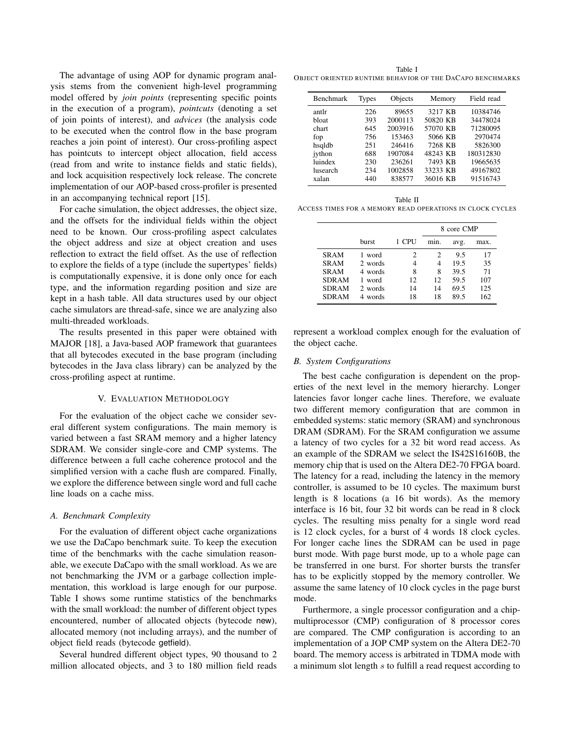The advantage of using AOP for dynamic program analysis stems from the convenient high-level programming model offered by *join points* (representing specific points in the execution of a program), *pointcuts* (denoting a set of join points of interest), and *advices* (the analysis code to be executed when the control flow in the base program reaches a join point of interest). Our cross-profiling aspect has pointcuts to intercept object allocation, field access (read from and write to instance fields and static fields), and lock acquisition respectively lock release. The concrete implementation of our AOP-based cross-profiler is presented in an accompanying technical report [15].

For cache simulation, the object addresses, the object size, and the offsets for the individual fields within the object need to be known. Our cross-profiling aspect calculates the object address and size at object creation and uses reflection to extract the field offset. As the use of reflection to explore the fields of a type (include the supertypes' fields) is computationally expensive, it is done only once for each type, and the information regarding position and size are kept in a hash table. All data structures used by our object cache simulators are thread-safe, since we are analyzing also multi-threaded workloads.

The results presented in this paper were obtained with MAJOR [18], a Java-based AOP framework that guarantees that all bytecodes executed in the base program (including bytecodes in the Java class library) can be analyzed by the cross-profiling aspect at runtime.

## V. Evaluation Methodology

For the evaluation of the object cache we consider several different system configurations. The main memory is varied between a fast SRAM memory and a higher latency SDRAM. We consider single-core and CMP systems. The difference between a full cache coherence protocol and the simplified version with a cache flush are compared. Finally, we explore the difference between single word and full cache line loads on a cache miss.

### A. Benchmark Complexity

For the evaluation of different object cache organizations we use the DaCapo benchmark suite. To keep the execution time of the benchmarks with the cache simulation reasonable, we execute DaCapo with the small workload. As we are not benchmarking the JVM or a garbage collection implementation, this workload is large enough for our purpose. Table I shows some runtime statistics of the benchmarks with the small workload: the number of different object types encountered, number of allocated objects (bytecode new), allocated memory (not including arrays), and the number of object field reads (bytecode getfield).

Several hundred different object types, 90 thousand to 2 million allocated objects, and 3 to 180 million field reads represent a workload complex enough for the evaluation of the object cache.

Table I
Object oriented runtime behavior of the DaCapo benchmarks

| Benchmark | Types | Objects | Memory | Field read |
|---|---|---|---|---|
| antlr | 226 | 89655 | 3217 KB | 10384746 |
| bloat | 393 | 2000113 | 50820 KB | 34478024 |
| chart | 645 | 2003916 | 57070 KB | 71280095 |
| fop | 756 | 153463 | 5066 KB | 2970474 |
| hsqldb | 251 | 246416 | 7268 KB | 5826300 |
| jython | 688 | 1907084 | 48243 KB | 180312830 |
| luindex | 230 | 236261 | 7493 KB | 19665635 |
| lusearch | 234 | 1002858 | 33233 KB | 49167802 |
| xalan | 440 | 838577 | 36016 KB | 91516743 |

Table II
Access times for a memory read operations in clock cycles

| | | | 8 core CMP | | |
|---|---|---|---|---|---|
| | burst | 1 CPU | min. | avg. | max. |
| SRAM | 1 word | 2 | 2 | 9.5 | 17 |
| SRAM | 2 words | 4 | 4 | 19.5 | 35 |
| SRAM | 4 words | 8 | 8 | 39.5 | 71 |
| SDRAM | 1 word | 12 | 12 | 59.5 | 107 |
| SDRAM | 2 words | 14 | 14 | 69.5 | 125 |
| SDRAM | 4 words | 18 | 18 | 89.5 | 162 |

### B. System Configurations

The best cache configuration is dependent on the properties of the next level in the memory hierarchy. Longer latencies favor longer cache lines. Therefore, we evaluate two different memory configuration that are common in embedded systems: static memory (SRAM) and synchronous DRAM (SDRAM). For the SRAM configuration we assume a latency of two cycles for a 32 bit word read access. As an example of the SDRAM we select the IS42S16160B, the memory chip that is used on the Altera DE2-70 FPGA board. The latency for a read, including the latency in the memory controller, is assumed to be 10 cycles. The maximum burst length is 8 locations (a 16 bit words). As the memory interface is 16 bit, four 32 bit words can be read in 8 clock cycles. The resulting miss penalty for a single word read is 12 clock cycles, for a burst of 4 words 18 clock cycles. For longer cache lines the SDRAM can be used in page burst mode. With page burst mode, up to a whole page can be transferred in one burst. For shorter bursts the transfer has to be explicitly stopped by the memory controller. We assume the same latency of 10 clock cycles in the page burst mode.

Furthermore, a single processor configuration and a chip-multiprocessor (CMP) configuration of 8 processor cores are compared. The CMP configuration is according to an implementation of a JOP CMP system on the Altera DE2-70 board. The memory access is arbitrated in TDMA mode with a minimum slot length $s$ to fulfill a read request according to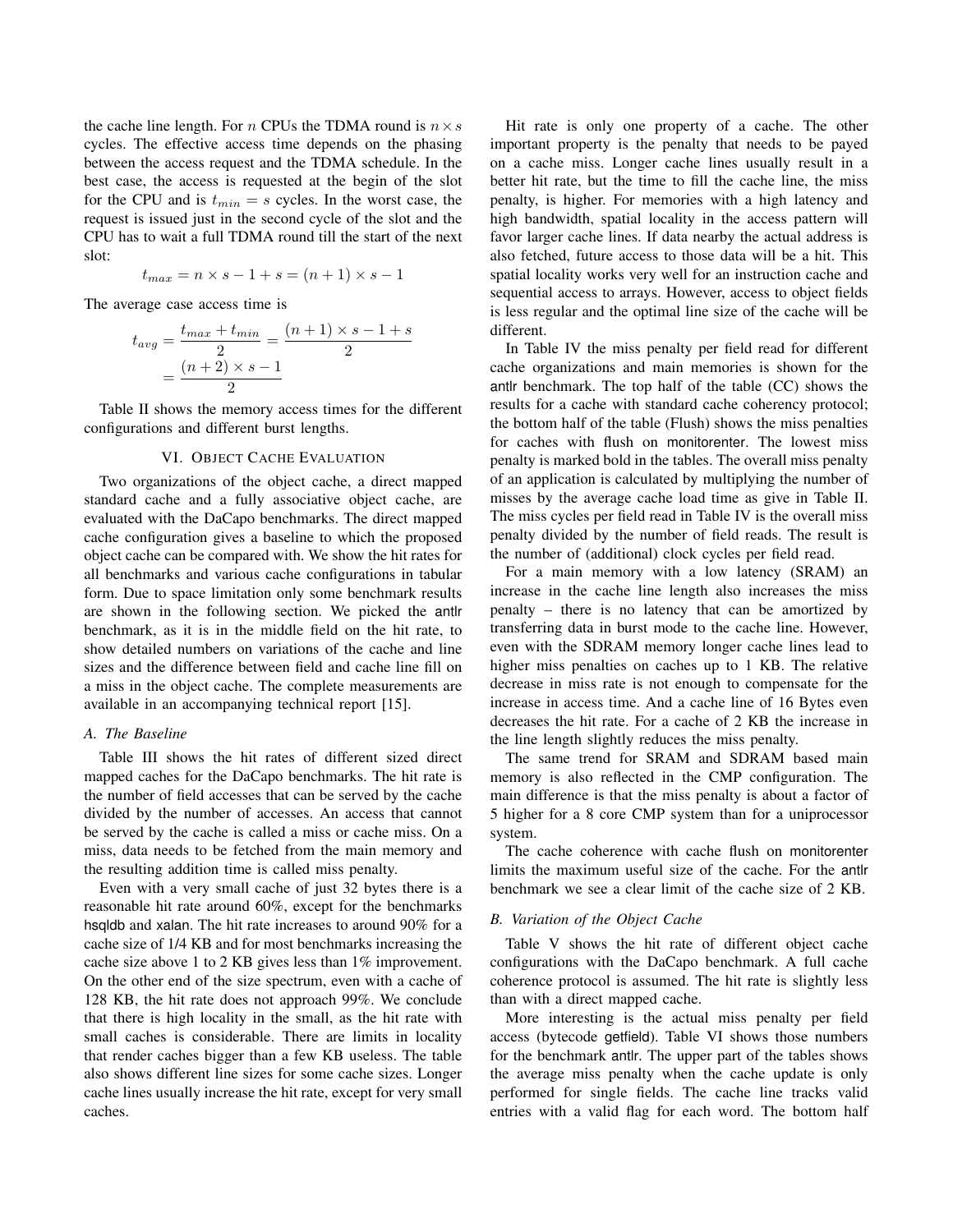the cache line length. For $n$ CPUs the TDMA round is $n \times s$ cycles. The effective access time depends on the phasing between the access request and the TDMA schedule. In the best case, the access is requested at the begin of the slot for the CPU and is $t_{min} = s$ cycles. In the worst case, the request is issued just in the second cycle of the slot and the CPU has to wait a full TDMA round till the start of the next slot:

$$t_{max} = n \times s - 1 + s = (n + 1) \times s - 1$$

The average case access time is

$$t_{avg} = \frac{t_{max} + t_{min}}{2} = \frac{(n + 1) \times s - 1 + s}{2} = \frac{(n + 2) \times s - 1}{2}$$

Table II shows the memory access times for the different configurations and different burst lengths.

## VI. Object Cache Evaluation

Two organizations of the object cache, a direct mapped standard cache and a fully associative object cache, are evaluated with the DaCapo benchmarks. The direct mapped cache configuration gives a baseline to which the proposed object cache can be compared with. We show the hit rates for all benchmarks and various cache configurations in tabular form. Due to space limitation only some benchmark results are shown in the following section. We picked the antlr benchmark, as it is in the middle field on the hit rate, to show detailed numbers on variations of the cache and line sizes and the difference between field and cache line fill on a miss in the object cache. The complete measurements are available in an accompanying technical report [15].

### A. The Baseline

Table III shows the hit rates of different sized direct mapped caches for the DaCapo benchmarks. The hit rate is the number of field accesses that can be served by the cache divided by the number of accesses. An access that cannot be served by the cache is called a miss or cache miss. On a miss, data needs to be fetched from the main memory and the resulting addition time is called miss penalty.

Even with a very small cache of just 32 bytes there is a reasonable hit rate around 60%, except for the benchmarks hsqldb and xalan. The hit rate increases to around 90% for a cache size of 1/4 KB and for most benchmarks increasing the cache size above 1 to 2 KB gives less than 1% improvement. On the other end of the size spectrum, even with a cache of 128 KB, the hit rate does not approach 99%. We conclude that there is high locality in the small, as the hit rate with small caches is considerable. There are limits in locality that render caches bigger than a few KB useless. The table also shows different line sizes for some cache sizes. Longer cache lines usually increase the hit rate, except for very small caches.

Hit rate is only one property of a cache. The other important property is the penalty that needs to be payed on a cache miss. Longer cache lines usually result in a better hit rate, but the time to fill the cache line, the miss penalty, is higher. For memories with a high latency and high bandwidth, spatial locality in the access pattern will favor larger cache lines. If data nearby the actual address is also fetched, future access to those data will be a hit. This spatial locality works very well for an instruction cache and sequential access to arrays. However, access to object fields is less regular and the optimal line size of the cache will be different.

In Table IV the miss penalty per field read for different cache organizations and main memories is shown for the antlr benchmark. The top half of the table (CC) shows the results for a cache with standard cache coherency protocol; the bottom half of the table (Flush) shows the miss penalties for caches with flush on monitorenter. The lowest miss penalty is marked bold in the tables. The overall miss penalty of an application is calculated by multiplying the number of misses by the average cache load time as give in Table II. The miss cycles per field read in Table IV is the overall miss penalty divided by the number of field reads. The result is the number of (additional) clock cycles per field read.

For a main memory with a low latency (SRAM) an increase in the cache line length also increases the miss penalty – there is no latency that can be amortized by transferring data in burst mode to the cache line. However, even with the SDRAM memory longer cache lines lead to higher miss penalties on caches up to 1 KB. The relative decrease in miss rate is not enough to compensate for the increase in access time. And a cache line of 16 Bytes even decreases the hit rate. For a cache of 2 KB the increase in the line length slightly reduces the miss penalty.

The same trend for SRAM and SDRAM based main memory is also reflected in the CMP configuration. The main difference is that the miss penalty is about a factor of 5 higher for a 8 core CMP system than for a uniprocessor system.

The cache coherence with cache flush on monitorenter limits the maximum useful size of the cache. For the antlr benchmark we see a clear limit of the cache size of 2 KB.

### B. Variation of the Object Cache

Table V shows the hit rate of different object cache configurations with the DaCapo benchmark. A full cache coherence protocol is assumed. The hit rate is slightly less than with a direct mapped cache.

More interesting is the actual miss penalty per field access (bytecode getfield). Table VI shows those numbers for the benchmark antlr. The upper part of the tables shows the average miss penalty when the cache update is only performed for single fields. The cache line tracks valid entries with a valid flag for each word. The bottom half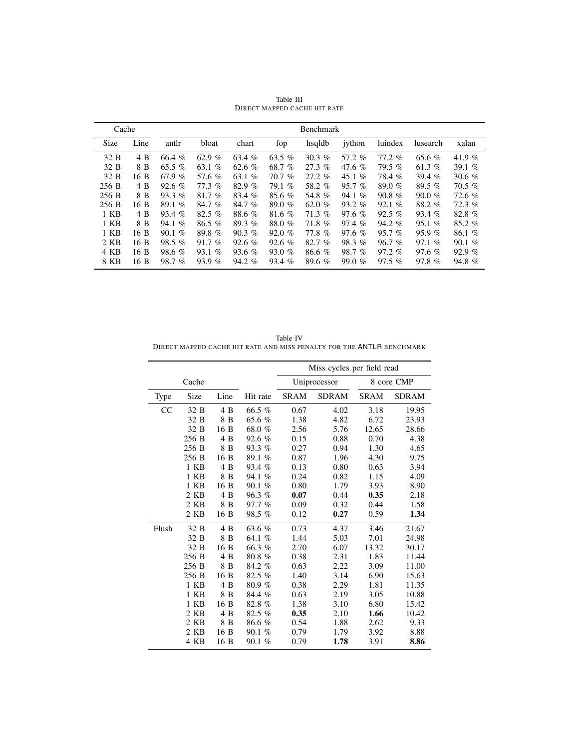Table III
DIRECT MAPPED CACHE HIT RATE

| Cache | | Benchmark | | | | | | | | |
|---|---|---|---|---|---|---|---|---|---|---|
| Size | Line | antlr | bloat | chart | fop | hsqldb | jython | luindex | lusearch | xalan |
| 32 B | 4 B | 66.4 % | 62.9 % | 63.4 % | 63.5 % | 30.3 % | 57.2 % | 77.2 % | 65.6 % | 41.9 % |
| 32 B | 8 B | 65.5 % | 63.1 % | 62.6 % | 68.7 % | 27.3 % | 47.6 % | 79.5 % | 61.3 % | 39.1 % |
| 32 B | 16 B | 67.9 % | 57.6 % | 63.1 % | 70.7 % | 27.2 % | 45.1 % | 78.4 % | 39.4 % | 30.6 % |
| 256 B | 4 B | 92.6 % | 77.3 % | 82.9 % | 79.1 % | 58.2 % | 95.7 % | 89.0 % | 89.5 % | 70.5 % |
| 256 B | 8 B | 93.3 % | 81.7 % | 83.4 % | 85.6 % | 54.8 % | 94.1 % | 90.8 % | 90.0 % | 72.6 % |
| 256 B | 16 B | 89.1 % | 84.7 % | 84.7 % | 89.0 % | 62.0 % | 93.2 % | 92.1 % | 88.2 % | 72.3 % |
| 1 KB | 4 B | 93.4 % | 82.5 % | 88.6 % | 81.6 % | 71.3 % | 97.6 % | 92.5 % | 93.4 % | 82.8 % |
| 1 KB | 8 B | 94.1 % | 86.5 % | 89.3 % | 88.0 % | 71.8 % | 97.4 % | 94.2 % | 95.1 % | 85.2 % |
| 1 KB | 16 B | 90.1 % | 89.8 % | 90.3 % | 92.0 % | 77.8 % | 97.6 % | 95.7 % | 95.9 % | 86.1 % |
| 2 KB | 16 B | 98.5 % | 91.7 % | 92.6 % | 92.6 % | 82.7 % | 98.3 % | 96.7 % | 97.1 % | 90.1 % |
| 4 KB | 16 B | 98.6 % | 93.1 % | 93.6 % | 93.0 % | 86.6 % | 98.7 % | 97.2 % | 97.6 % | 92.9 % |
| 8 KB | 16 B | 98.7 % | 93.9 % | 94.2 % | 93.4 % | 89.6 % | 99.0 % | 97.5 % | 97.8 % | 94.8 % |

Table IV
DIRECT MAPPED CACHE HIT RATE AND MISS PENALTY FOR THE ANTLR BENCHMARK

| | | | | Miss cycles per field read | | | |
|---|---|---|---|---|---|---|---|
| Cache | | | | Uniprocessor | | 8 core CMP | |
| Type | Size | Line | Hit rate | SRAM | SDRAM | SRAM | SDRAM |
| CC | 32 B | 4 B | 66.5 % | 0.67 | 4.02 | 3.18 | 19.95 |
| | 32 B | 8 B | 65.6 % | 1.38 | 4.82 | 6.72 | 23.93 |
| | 32 B | 16 B | 68.0 % | 2.56 | 5.76 | 12.65 | 28.66 |
| | 256 B | 4 B | 92.6 % | 0.15 | 0.88 | 0.70 | 4.38 |
| | 256 B | 8 B | 93.3 % | 0.27 | 0.94 | 1.30 | 4.65 |
| | 256 B | 16 B | 89.1 % | 0.87 | 1.96 | 4.30 | 9.75 |
| | 1 KB | 4 B | 93.4 % | 0.13 | 0.80 | 0.63 | 3.94 |
| | 1 KB | 8 B | 94.1 % | 0.24 | 0.82 | 1.15 | 4.09 |
| | 1 KB | 16 B | 90.1 % | 0.80 | 1.79 | 3.93 | 8.90 |
| | 2 KB | 4 B | 96.3 % | **0.07** | 0.44 | **0.35** | 2.18 |
| | 2 KB | 8 B | 97.7 % | 0.09 | 0.32 | 0.44 | 1.58 |
| | 2 KB | 16 B | 98.5 % | 0.12 | **0.27** | 0.59 | **1.34** |
| Flush | 32 B | 4 B | 63.6 % | 0.73 | 4.37 | 3.46 | 21.67 |
| | 32 B | 8 B | 64.1 % | 1.44 | 5.03 | 7.01 | 24.98 |
| | 32 B | 16 B | 66.3 % | 2.70 | 6.07 | 13.32 | 30.17 |
| | 256 B | 4 B | 80.8 % | 0.38 | 2.31 | 1.83 | 11.44 |
| | 256 B | 8 B | 84.2 % | 0.63 | 2.22 | 3.09 | 11.00 |
| | 256 B | 16 B | 82.5 % | 1.40 | 3.14 | 6.90 | 15.63 |
| | 1 KB | 4 B | 80.9 % | 0.38 | 2.29 | 1.81 | 11.35 |
| | 1 KB | 8 B | 84.4 % | 0.63 | 2.19 | 3.05 | 10.88 |
| | 1 KB | 16 B | 82.8 % | 1.38 | 3.10 | 6.80 | 15.42 |
| | 2 KB | 4 B | 82.5 % | **0.35** | 2.10 | **1.66** | 10.42 |
| | 2 KB | 8 B | 86.6 % | 0.54 | 1.88 | 2.62 | 9.33 |
| | 2 KB | 16 B | 90.1 % | 0.79 | 1.79 | 3.92 | 8.88 |
| | 4 KB | 16 B | 90.1 % | 0.79 | **1.78** | 3.91 | **8.86** |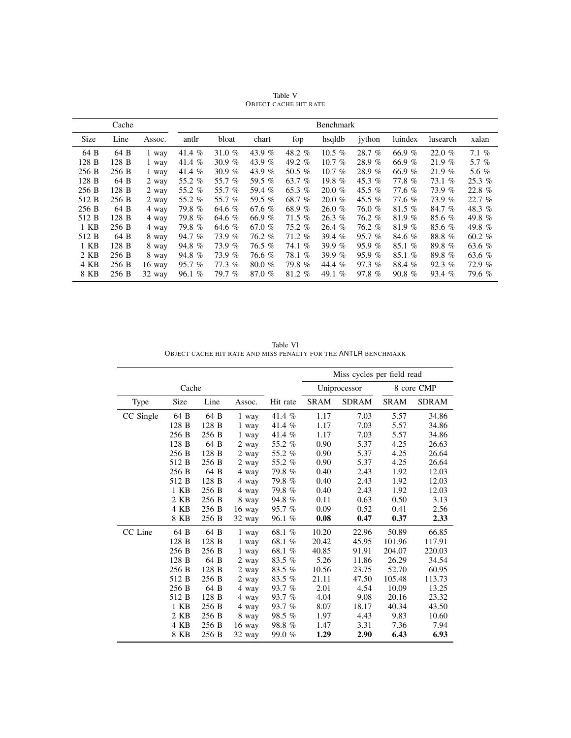Table V
OBJECT CACHE HIT RATE

| Cache | | | Benchmark | | | | | | | | |
|---|---|---|---|---|---|---|---|---|---|---|---|
| Size | Line | Assoc. | antlr | bloat | chart | fop | hsqldb | jython | luindex | lusearch | xalan |
| 64 B | 64 B | 1 way | 41.4 % | 31.0 % | 43.9 % | 48.2 % | 10.5 % | 28.7 % | 66.9 % | 22.0 % | 7.1 % |
| 128 B | 128 B | 1 way | 41.4 % | 30.9 % | 43.9 % | 49.2 % | 10.7 % | 28.9 % | 66.9 % | 21.9 % | 5.7 % |
| 256 B | 256 B | 1 way | 41.4 % | 30.9 % | 43.9 % | 50.5 % | 10.7 % | 28.9 % | 66.9 % | 21.9 % | 5.6 % |
| 128 B | 64 B | 2 way | 55.2 % | 55.7 % | 59.5 % | 63.7 % | 19.8 % | 45.3 % | 77.8 % | 73.1 % | 25.3 % |
| 256 B | 128 B | 2 way | 55.2 % | 55.7 % | 59.4 % | 65.3 % | 20.0 % | 45.5 % | 77.6 % | 73.9 % | 22.8 % |
| 512 B | 256 B | 2 way | 55.2 % | 55.7 % | 59.5 % | 68.7 % | 20.0 % | 45.5 % | 77.6 % | 73.9 % | 22.7 % |
| 256 B | 64 B | 4 way | 79.8 % | 64.6 % | 67.6 % | 68.9 % | 26.0 % | 76.0 % | 81.5 % | 84.7 % | 48.3 % |
| 512 B | 128 B | 4 way | 79.8 % | 64.6 % | 66.9 % | 71.5 % | 26.3 % | 76.2 % | 81.9 % | 85.6 % | 49.8 % |
| 1 KB | 256 B | 4 way | 79.8 % | 64.6 % | 67.0 % | 75.2 % | 26.4 % | 76.2 % | 81.9 % | 85.6 % | 49.8 % |
| 512 B | 64 B | 8 way | 94.7 % | 73.9 % | 76.2 % | 71.2 % | 39.4 % | 95.7 % | 84.6 % | 88.8 % | 60.2 % |
| 1 KB | 128 B | 8 way | 94.8 % | 73.9 % | 76.5 % | 74.1 % | 39.9 % | 95.9 % | 85.1 % | 89.8 % | 63.6 % |
| 2 KB | 256 B | 8 way | 94.8 % | 73.9 % | 76.6 % | 78.1 % | 39.9 % | 95.9 % | 85.1 % | 89.8 % | 63.6 % |
| 4 KB | 256 B | 16 way | 95.7 % | 77.3 % | 80.0 % | 79.8 % | 44.4 % | 97.3 % | 88.4 % | 92.3 % | 72.9 % |
| 8 KB | 256 B | 32 way | 96.1 % | 79.7 % | 87.0 % | 81.2 % | 49.1 % | 97.8 % | 90.8 % | 93.4 % | 79.6 % |

Table VI
OBJECT CACHE HIT RATE AND MISS PENALTY FOR THE ANTLR BENCHMARK

| Cache | | | | | Miss cycles per field read | | | |
|---|---|---|---|---|---|---|---|---|
| | | | | | Uniprocessor | | 8 core CMP | |
| Type | Size | Line | Assoc. | Hit rate | SRAM | SDRAM | SRAM | SDRAM |
| CC Single | 64 B | 64 B | 1 way | 41.4 % | 1.17 | 7.03 | 5.57 | 34.86 |
| | 128 B | 128 B | 1 way | 41.4 % | 1.17 | 7.03 | 5.57 | 34.86 |
| | 256 B | 256 B | 1 way | 41.4 % | 1.17 | 7.03 | 5.57 | 34.86 |
| | 128 B | 64 B | 2 way | 55.2 % | 0.90 | 5.37 | 4.25 | 26.63 |
| | 256 B | 128 B | 2 way | 55.2 % | 0.90 | 5.37 | 4.25 | 26.64 |
| | 512 B | 256 B | 2 way | 55.2 % | 0.90 | 5.37 | 4.25 | 26.64 |
| | 256 B | 64 B | 4 way | 79.8 % | 0.40 | 2.43 | 1.92 | 12.03 |
| | 512 B | 128 B | 4 way | 79.8 % | 0.40 | 2.43 | 1.92 | 12.03 |
| | 1 KB | 256 B | 4 way | 79.8 % | 0.40 | 2.43 | 1.92 | 12.03 |
| | 2 KB | 256 B | 8 way | 94.8 % | 0.11 | 0.63 | 0.50 | 3.13 |
| | 4 KB | 256 B | 16 way | 95.7 % | 0.09 | 0.52 | 0.41 | 2.56 |
| | 8 KB | 256 B | 32 way | 96.1 % | **0.08** | **0.47** | **0.37** | **2.33** |
| CC Line | 64 B | 64 B | 1 way | 68.1 % | 10.20 | 22.96 | 50.89 | 66.85 |
| | 128 B | 128 B | 1 way | 68.1 % | 20.42 | 45.95 | 101.96 | 117.91 |
| | 256 B | 256 B | 1 way | 68.1 % | 40.85 | 91.91 | 204.07 | 220.03 |
| | 128 B | 64 B | 2 way | 83.5 % | 5.26 | 11.86 | 26.29 | 34.54 |
| | 256 B | 128 B | 2 way | 83.5 % | 10.56 | 23.75 | 52.70 | 60.95 |
| | 512 B | 256 B | 2 way | 83.5 % | 21.11 | 47.50 | 105.48 | 113.73 |
| | 256 B | 64 B | 4 way | 93.7 % | 2.01 | 4.54 | 10.09 | 13.25 |
| | 512 B | 128 B | 4 way | 93.7 % | 4.04 | 9.08 | 20.16 | 23.32 |
| | 1 KB | 256 B | 4 way | 93.7 % | 8.07 | 18.17 | 40.34 | 43.50 |
| | 2 KB | 256 B | 8 way | 98.5 % | 1.97 | 4.43 | 9.83 | 10.60 |
| | 4 KB | 256 B | 16 way | 98.8 % | 1.47 | 3.31 | 7.36 | 7.94 |
| | 8 KB | 256 B | 32 way | 99.0 % | **1.29** | **2.90** | **6.43** | **6.93** |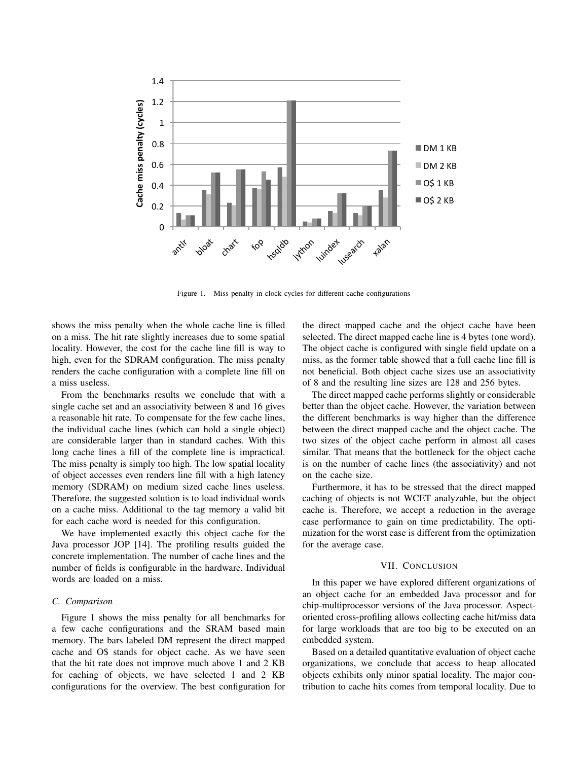Figure 1. Miss penalty in clock cycles for different cache configurations

shows the miss penalty when the whole cache line is filled on a miss. The hit rate slightly increases due to some spatial locality. However, the cost for the cache line fill is way to high, even for the SDRAM configuration. The miss penalty renders the cache configuration with a complete line fill on a miss useless.

From the benchmarks results we conclude that with a single cache set and an associativity between 8 and 16 gives a reasonable hit rate. To compensate for the few cache lines, the individual cache lines (which can hold a single object) are considerable larger than in standard caches. With this long cache lines a fill of the complete line is impractical. The miss penalty is simply too high. The low spatial locality of object accesses even renders line fill with a high latency memory (SDRAM) on medium sized cache lines useless. Therefore, the suggested solution is to load individual words on a cache miss. Additional to the tag memory a valid bit for each cache word is needed for this configuration.

We have implemented exactly this object cache for the Java processor JOP [14]. The profiling results guided the concrete implementation. The number of cache lines and the number of fields is configurable in the hardware. Individual words are loaded on a miss.

### C. Comparison

Figure 1 shows the miss penalty for all benchmarks for a few cache configurations and the SRAM based main memory. The bars labeled DM represent the direct mapped cache and O$ stands for object cache. As we have seen that the hit rate does not improve much above 1 and 2 KB for caching of objects, we have selected 1 and 2 KB configurations for the overview. The best configuration for the direct mapped cache and the object cache have been selected. The direct mapped cache line is 4 bytes (one word). The object cache is configured with single field update on a miss, as the former table showed that a full cache line fill is not beneficial. Both object cache sizes use an associativity of 8 and the resulting line sizes are 128 and 256 bytes.

The direct mapped cache performs slightly or considerable better than the object cache. However, the variation between the different benchmarks is way higher than the difference between the direct mapped cache and the object cache. The two sizes of the object cache perform in almost all cases similar. That means that the bottleneck for the object cache is on the number of cache lines (the associativity) and not on the cache size.

Furthermore, it has to be stressed that the direct mapped caching of objects is not WCET analyzable, but the object cache is. Therefore, we accept a reduction in the average case performance to gain on time predictability. The optimization for the worst case is different from the optimization for the average case.

## VII. Conclusion

In this paper we have explored different organizations of an object cache for an embedded Java processor and for chip-multiprocessor versions of the Java processor. Aspect-oriented cross-profiling allows collecting cache hit/miss data for large workloads that are too big to be executed on an embedded system.

Based on a detailed quantitative evaluation of object cache organizations, we conclude that access to heap allocated objects exhibits only minor spatial locality. The major contribution to cache hits comes from temporal locality. Due to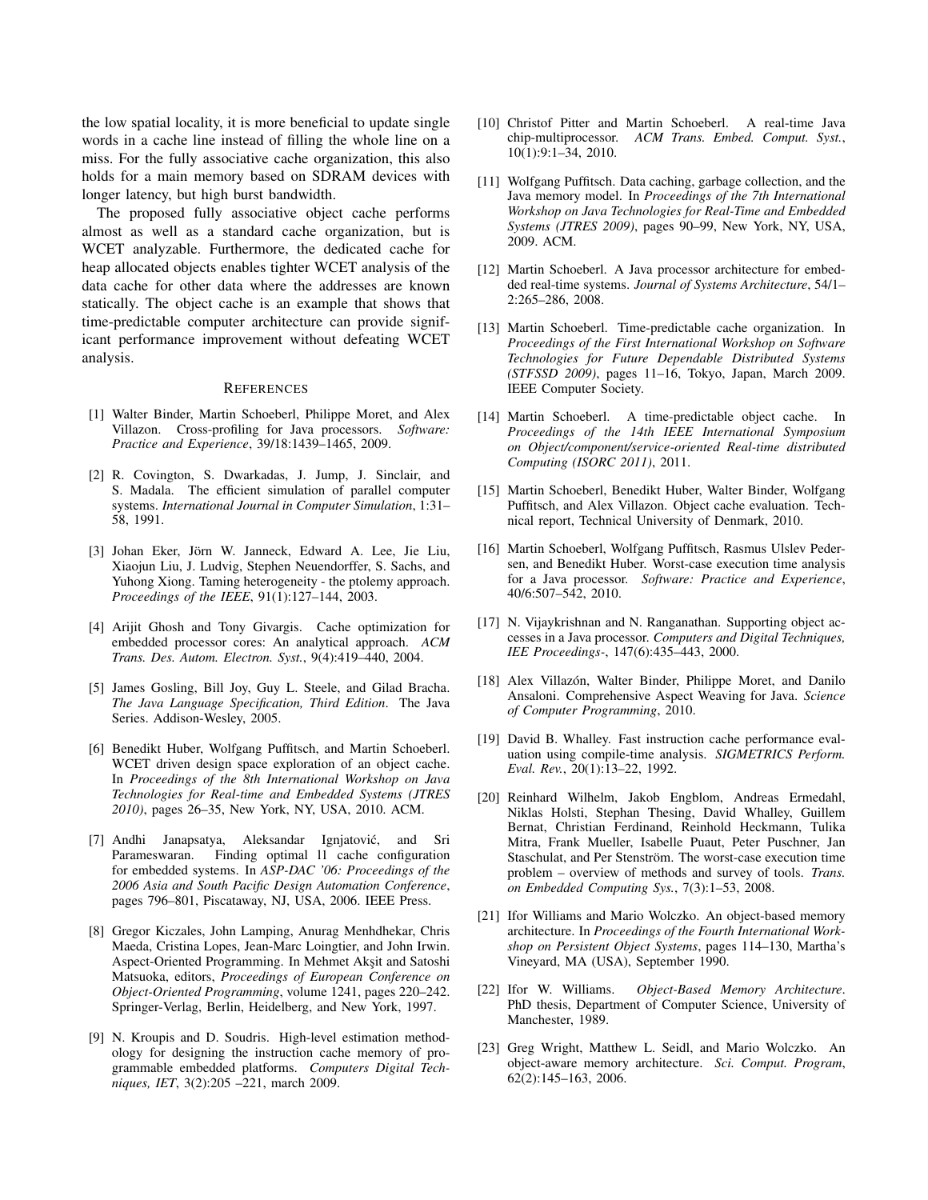the low spatial locality, it is more beneficial to update single words in a cache line instead of filling the whole line on a miss. For the fully associative cache organization, this also holds for a main memory based on SDRAM devices with longer latency, but high burst bandwidth.

The proposed fully associative object cache performs almost as well as a standard cache organization, but is WCET analyzable. Furthermore, the dedicated cache for heap allocated objects enables tighter WCET analysis of the data cache for other data where the addresses are known statically. The object cache is an example that shows that time-predictable computer architecture can provide significant performance improvement without defeating WCET analysis.

## References

[1] Walter Binder, Martin Schoeberl, Philippe Moret, and Alex Villazon. Cross-profiling for Java processors. *Software: Practice and Experience*, 39/18:1439–1465, 2009.

[2] R. Covington, S. Dwarkadas, J. Jump, J. Sinclair, and S. Madala. The efficient simulation of parallel computer systems. *International Journal in Computer Simulation*, 1:31–58, 1991.

[3] Johan Eker, Jörn W. Janneck, Edward A. Lee, Jie Liu, Xiaojun Liu, J. Ludvig, Stephen Neuendorffer, S. Sachs, and Yuhong Xiong. Taming heterogeneity - the ptolemy approach. *Proceedings of the IEEE*, 91(1):127–144, 2003.

[4] Arijit Ghosh and Tony Givargis. Cache optimization for embedded processor cores: An analytical approach. *ACM Trans. Des. Autom. Electron. Syst.*, 9(4):419–440, 2004.

[5] James Gosling, Bill Joy, Guy L. Steele, and Gilad Bracha. *The Java Language Specification, Third Edition*. The Java Series. Addison-Wesley, 2005.

[6] Benedikt Huber, Wolfgang Puffitsch, and Martin Schoeberl. WCET driven design space exploration of an object cache. In *Proceedings of the 8th International Workshop on Java Technologies for Real-time and Embedded Systems (JTRES 2010)*, pages 26–35, New York, NY, USA, 2010. ACM.

[7] Andhi Janapsatya, Aleksandar Ignjatović, and Sri Parameswaran. Finding optimal l1 cache configuration for embedded systems. In *ASP-DAC '06: Proceedings of the 2006 Asia and South Pacific Design Automation Conference*, pages 796–801, Piscataway, NJ, USA, 2006. IEEE Press.

[8] Gregor Kiczales, John Lamping, Anurag Menhdhekar, Chris Maeda, Cristina Lopes, Jean-Marc Loingtier, and John Irwin. Aspect-Oriented Programming. In Mehmet Akşit and Satoshi Matsuoka, editors, *Proceedings of European Conference on Object-Oriented Programming*, volume 1241, pages 220–242. Springer-Verlag, Berlin, Heidelberg, and New York, 1997.

[9] N. Kroupis and D. Soudris. High-level estimation methodology for designing the instruction cache memory of programmable embedded platforms. *Computers Digital Techniques, IET*, 3(2):205 –221, march 2009.

[10] Christof Pitter and Martin Schoeberl. A real-time Java chip-multiprocessor. *ACM Trans. Embed. Comput. Syst.*, 10(1):9:1–34, 2010.

[11] Wolfgang Puffitsch. Data caching, garbage collection, and the Java memory model. In *Proceedings of the 7th International Workshop on Java Technologies for Real-Time and Embedded Systems (JTRES 2009)*, pages 90–99, New York, NY, USA, 2009. ACM.

[12] Martin Schoeberl. A Java processor architecture for embedded real-time systems. *Journal of Systems Architecture*, 54/1–2:265–286, 2008.

[13] Martin Schoeberl. Time-predictable cache organization. In *Proceedings of the First International Workshop on Software Technologies for Future Dependable Distributed Systems (STFSSD 2009)*, pages 11–16, Tokyo, Japan, March 2009. IEEE Computer Society.

[14] Martin Schoeberl. A time-predictable object cache. In *Proceedings of the 14th IEEE International Symposium on Object/component/service-oriented Real-time distributed Computing (ISORC 2011)*, 2011.

[15] Martin Schoeberl, Benedikt Huber, Walter Binder, Wolfgang Puffitsch, and Alex Villazon. Object cache evaluation. Technical report, Technical University of Denmark, 2010.

[16] Martin Schoeberl, Wolfgang Puffitsch, Rasmus Ulslev Pedersen, and Benedikt Huber. Worst-case execution time analysis for a Java processor. *Software: Practice and Experience*, 40/6:507–542, 2010.

[17] N. Vijaykrishnan and N. Ranganathan. Supporting object accesses in a Java processor. *Computers and Digital Techniques, IEE Proceedings-*, 147(6):435–443, 2000.

[18] Alex Villazón, Walter Binder, Philippe Moret, and Danilo Ansaloni. Comprehensive Aspect Weaving for Java. *Science of Computer Programming*, 2010.

[19] David B. Whalley. Fast instruction cache performance evaluation using compile-time analysis. *SIGMETRICS Perform. Eval. Rev.*, 20(1):13–22, 1992.

[20] Reinhard Wilhelm, Jakob Engblom, Andreas Ermedahl, Niklas Holsti, Stephan Thesing, David Whalley, Guillem Bernat, Christian Ferdinand, Reinhold Heckmann, Tulika Mitra, Frank Mueller, Isabelle Puaut, Peter Puschner, Jan Staschulat, and Per Stenström. The worst-case execution time problem – overview of methods and survey of tools. *Trans. on Embedded Computing Sys.*, 7(3):1–53, 2008.

[21] Ifor Williams and Mario Wolczko. An object-based memory architecture. In *Proceedings of the Fourth International Workshop on Persistent Object Systems*, pages 114–130, Martha's Vineyard, MA (USA), September 1990.

[22] Ifor W. Williams. *Object-Based Memory Architecture*. PhD thesis, Department of Computer Science, University of Manchester, 1989.

[23] Greg Wright, Matthew L. Seidl, and Mario Wolczko. An object-aware memory architecture. *Sci. Comput. Program*, 62(2):145–163, 2006.